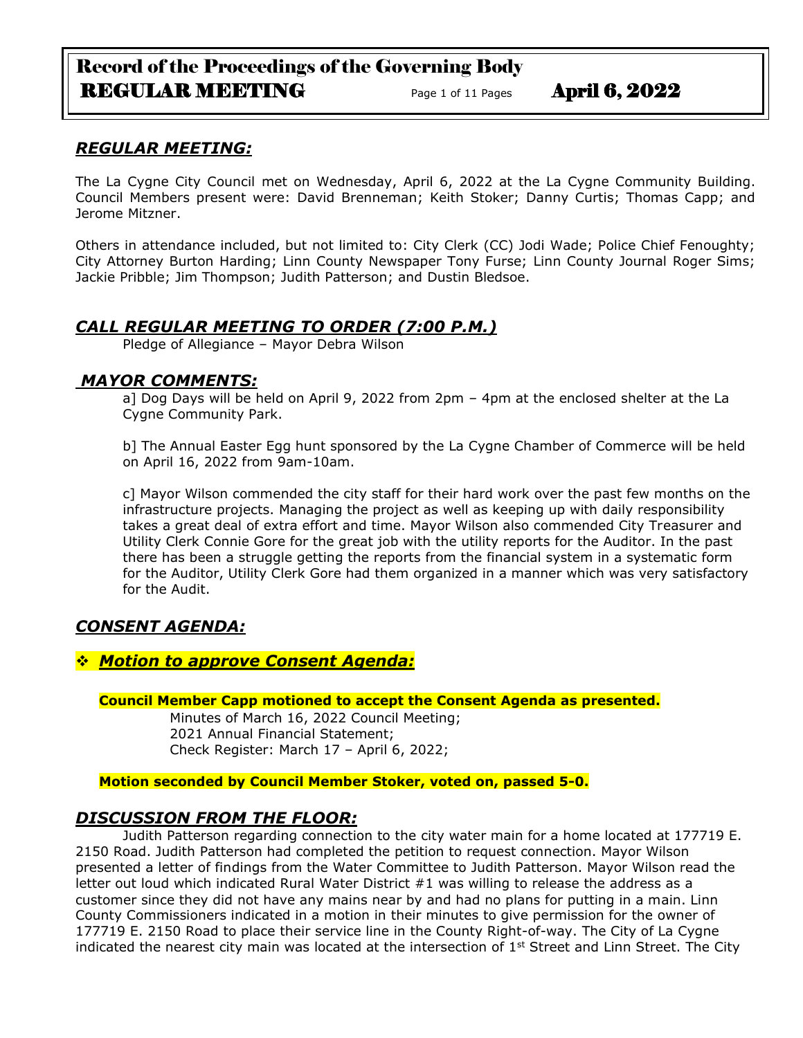## *REGULAR MEETING:*

The La Cygne City Council met on Wednesday, April 6, 2022 at the La Cygne Community Building. Council Members present were: David Brenneman; Keith Stoker; Danny Curtis; Thomas Capp; and Jerome Mitzner.

Others in attendance included, but not limited to: City Clerk (CC) Jodi Wade; Police Chief Fenoughty; City Attorney Burton Harding; Linn County Newspaper Tony Furse; Linn County Journal Roger Sims; Jackie Pribble; Jim Thompson; Judith Patterson; and Dustin Bledsoe.

## *CALL REGULAR MEETING TO ORDER (7:00 P.M.)*

Pledge of Allegiance – Mayor Debra Wilson

## *MAYOR COMMENTS:*

a] Dog Days will be held on April 9, 2022 from 2pm – 4pm at the enclosed shelter at the La Cygne Community Park.

b] The Annual Easter Egg hunt sponsored by the La Cygne Chamber of Commerce will be held on April 16, 2022 from 9am-10am.

c] Mayor Wilson commended the city staff for their hard work over the past few months on the infrastructure projects. Managing the project as well as keeping up with daily responsibility takes a great deal of extra effort and time. Mayor Wilson also commended City Treasurer and Utility Clerk Connie Gore for the great job with the utility reports for the Auditor. In the past there has been a struggle getting the reports from the financial system in a systematic form for the Auditor, Utility Clerk Gore had them organized in a manner which was very satisfactory for the Audit.

## *CONSENT AGENDA:*

### ❖ *Motion to approve Consent Agenda:*

**Council Member Capp motioned to accept the Consent Agenda as presented.**

Minutes of March 16, 2022 Council Meeting;
2021 Annual Financial Statement;
Check Register: March 17 – April 6, 2022;

**Motion seconded by Council Member Stoker, voted on, passed 5-0.**

## *DISCUSSION FROM THE FLOOR:*

Judith Patterson regarding connection to the city water main for a home located at 177719 E. 2150 Road. Judith Patterson had completed the petition to request connection. Mayor Wilson presented a letter of findings from the Water Committee to Judith Patterson. Mayor Wilson read the letter out loud which indicated Rural Water District #1 was willing to release the address as a customer since they did not have any mains near by and had no plans for putting in a main. Linn County Commissioners indicated in a motion in their minutes to give permission for the owner of 177719 E. 2150 Road to place their service line in the County Right-of-way. The City of La Cygne indicated the nearest city main was located at the intersection of 1st Street and Linn Street. The City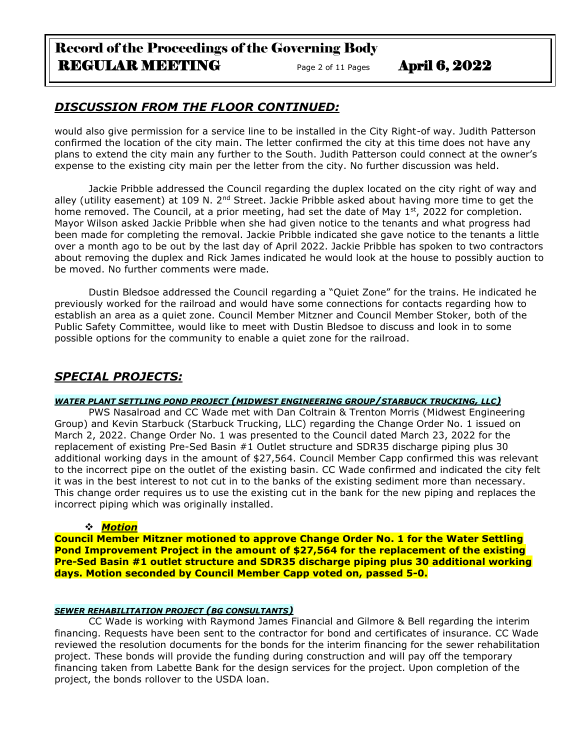## *DISCUSSION FROM THE FLOOR CONTINUED:*

would also give permission for a service line to be installed in the City Right-of way. Judith Patterson confirmed the location of the city main. The letter confirmed the city at this time does not have any plans to extend the city main any further to the South. Judith Patterson could connect at the owner's expense to the existing city main per the letter from the city. No further discussion was held.

Jackie Pribble addressed the Council regarding the duplex located on the city right of way and alley (utility easement) at 109 N. 2nd Street. Jackie Pribble asked about having more time to get the home removed. The Council, at a prior meeting, had set the date of May 1st, 2022 for completion. Mayor Wilson asked Jackie Pribble when she had given notice to the tenants and what progress had been made for completing the removal. Jackie Pribble indicated she gave notice to the tenants a little over a month ago to be out by the last day of April 2022. Jackie Pribble has spoken to two contractors about removing the duplex and Rick James indicated he would look at the house to possibly auction to be moved. No further comments were made.

Dustin Bledsoe addressed the Council regarding a "Quiet Zone" for the trains. He indicated he previously worked for the railroad and would have some connections for contacts regarding how to establish an area as a quiet zone. Council Member Mitzner and Council Member Stoker, both of the Public Safety Committee, would like to meet with Dustin Bledsoe to discuss and look in to some possible options for the community to enable a quiet zone for the railroad.

## *SPECIAL PROJECTS:*

#### *WATER PLANT SETTLING POND PROJECT (MIDWEST ENGINEERING GROUP/STARBUCK TRUCKING, LLC)*

PWS Nasalroad and CC Wade met with Dan Coltrain & Trenton Morris (Midwest Engineering Group) and Kevin Starbuck (Starbuck Trucking, LLC) regarding the Change Order No. 1 issued on March 2, 2022. Change Order No. 1 was presented to the Council dated March 23, 2022 for the replacement of existing Pre-Sed Basin #1 Outlet structure and SDR35 discharge piping plus 30 additional working days in the amount of $27,564. Council Member Capp confirmed this was relevant to the incorrect pipe on the outlet of the existing basin. CC Wade confirmed and indicated the city felt it was in the best interest to not cut in to the banks of the existing sediment more than necessary. This change order requires us to use the existing cut in the bank for the new piping and replaces the incorrect piping which was originally installed.

- ***Motion***

**Council Member Mitzner motioned to approve Change Order No. 1 for the Water Settling Pond Improvement Project in the amount of $27,564 for the replacement of the existing Pre-Sed Basin #1 outlet structure and SDR35 discharge piping plus 30 additional working days. Motion seconded by Council Member Capp voted on, passed 5-0.**

#### *SEWER REHABILITATION PROJECT (BG CONSULTANTS)*

CC Wade is working with Raymond James Financial and Gilmore & Bell regarding the interim financing. Requests have been sent to the contractor for bond and certificates of insurance. CC Wade reviewed the resolution documents for the bonds for the interim financing for the sewer rehabilitation project. These bonds will provide the funding during construction and will pay off the temporary financing taken from Labette Bank for the design services for the project. Upon completion of the project, the bonds rollover to the USDA loan.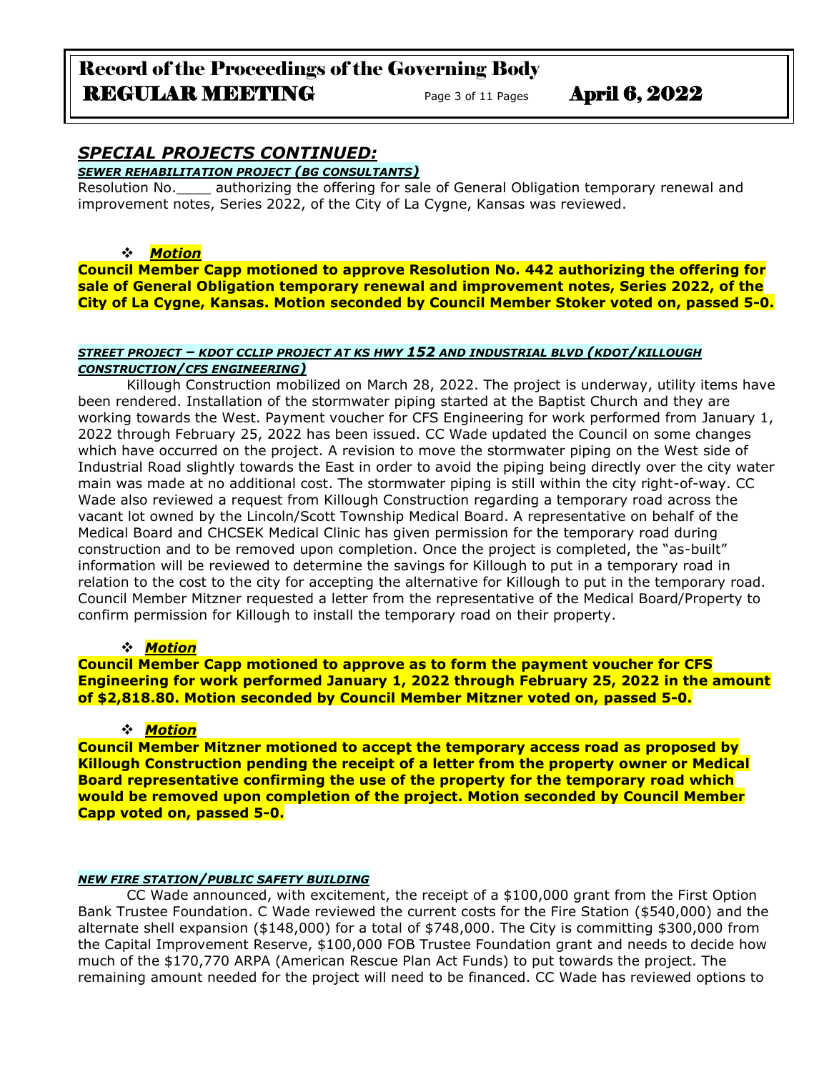## *SPECIAL PROJECTS CONTINUED:*

***SEWER REHABILITATION PROJECT (BG CONSULTANTS)***

Resolution No.____ authorizing the offering for sale of General Obligation temporary renewal and improvement notes, Series 2022, of the City of La Cygne, Kansas was reviewed.

- ***Motion***

**Council Member Capp motioned to approve Resolution No. 442 authorizing the offering for sale of General Obligation temporary renewal and improvement notes, Series 2022, of the City of La Cygne, Kansas. Motion seconded by Council Member Stoker voted on, passed 5-0.**

***STREET PROJECT – KDOT CCLIP PROJECT AT KS HWY 152 AND INDUSTRIAL BLVD (KDOT/KILLOUGH CONSTRUCTION/CFS ENGINEERING)***

Killough Construction mobilized on March 28, 2022. The project is underway, utility items have been rendered. Installation of the stormwater piping started at the Baptist Church and they are working towards the West. Payment voucher for CFS Engineering for work performed from January 1, 2022 through February 25, 2022 has been issued. CC Wade updated the Council on some changes which have occurred on the project. A revision to move the stormwater piping on the West side of Industrial Road slightly towards the East in order to avoid the piping being directly over the city water main was made at no additional cost. The stormwater piping is still within the city right-of-way. CC Wade also reviewed a request from Killough Construction regarding a temporary road across the vacant lot owned by the Lincoln/Scott Township Medical Board. A representative on behalf of the Medical Board and CHCSEK Medical Clinic has given permission for the temporary road during construction and to be removed upon completion. Once the project is completed, the "as-built" information will be reviewed to determine the savings for Killough to put in a temporary road in relation to the cost to the city for accepting the alternative for Killough to put in the temporary road. Council Member Mitzner requested a letter from the representative of the Medical Board/Property to confirm permission for Killough to install the temporary road on their property.

- ***Motion***

**Council Member Capp motioned to approve as to form the payment voucher for CFS Engineering for work performed January 1, 2022 through February 25, 2022 in the amount of $2,818.80. Motion seconded by Council Member Mitzner voted on, passed 5-0.**

- ***Motion***

**Council Member Mitzner motioned to accept the temporary access road as proposed by Killough Construction pending the receipt of a letter from the property owner or Medical Board representative confirming the use of the property for the temporary road which would be removed upon completion of the project. Motion seconded by Council Member Capp voted on, passed 5-0.**

***NEW FIRE STATION/PUBLIC SAFETY BUILDING***

CC Wade announced, with excitement, the receipt of a $100,000 grant from the First Option Bank Trustee Foundation. C Wade reviewed the current costs for the Fire Station ($540,000) and the alternate shell expansion ($148,000) for a total of $748,000. The City is committing $300,000 from the Capital Improvement Reserve, $100,000 FOB Trustee Foundation grant and needs to decide how much of the $170,770 ARPA (American Rescue Plan Act Funds) to put towards the project. The remaining amount needed for the project will need to be financed. CC Wade has reviewed options to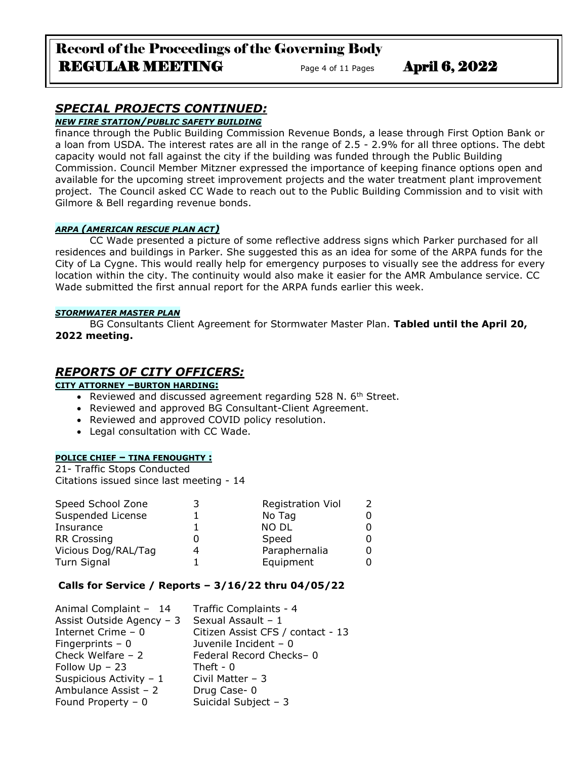## *SPECIAL PROJECTS CONTINUED:*

***NEW FIRE STATION/PUBLIC SAFETY BUILDING***

finance through the Public Building Commission Revenue Bonds, a lease through First Option Bank or a loan from USDA. The interest rates are all in the range of 2.5 - 2.9% for all three options. The debt capacity would not fall against the city if the building was funded through the Public Building Commission. Council Member Mitzner expressed the importance of keeping finance options open and available for the upcoming street improvement projects and the water treatment plant improvement project. The Council asked CC Wade to reach out to the Public Building Commission and to visit with Gilmore & Bell regarding revenue bonds.

***ARPA (AMERICAN RESCUE PLAN ACT)***

CC Wade presented a picture of some reflective address signs which Parker purchased for all residences and buildings in Parker. She suggested this as an idea for some of the ARPA funds for the City of La Cygne. This would really help for emergency purposes to visually see the address for every location within the city. The continuity would also make it easier for the AMR Ambulance service. CC Wade submitted the first annual report for the ARPA funds earlier this week.

***STORMWATER MASTER PLAN***

BG Consultants Client Agreement for Stormwater Master Plan. **Tabled until the April 20, 2022 meeting.**

## *REPORTS OF CITY OFFICERS:*

**CITY ATTORNEY –BURTON HARDING:**

- Reviewed and discussed agreement regarding 528 N. 6th Street.
- Reviewed and approved BG Consultant-Client Agreement.
- Reviewed and approved COVID policy resolution.
- Legal consultation with CC Wade.

**POLICE CHIEF – TINA FENOUGHTY :**

21- Traffic Stops Conducted
Citations issued since last meeting - 14

| | | | |
|---|---|---|---|
| Speed School Zone | 3 | Registration Viol | 2 |
| Suspended License | 1 | No Tag | 0 |
| Insurance | 1 | NO DL | 0 |
| RR Crossing | 0 | Speed | 0 |
| Vicious Dog/RAL/Tag | 4 | Paraphernalia | 0 |
| Turn Signal | 1 | Equipment | 0 |

**Calls for Service / Reports – 3/16/22 thru 04/05/22**

| | |
|---|---|
| Animal Complaint – 14 | Traffic Complaints - 4 |
| Assist Outside Agency – 3 | Sexual Assault – 1 |
| Internet Crime – 0 | Citizen Assist CFS / contact - 13 |
| Fingerprints – 0 | Juvenile Incident – 0 |
| Check Welfare – 2 | Federal Record Checks– 0 |
| Follow Up – 23 | Theft - 0 |
| Suspicious Activity – 1 | Civil Matter – 3 |
| Ambulance Assist – 2 | Drug Case- 0 |
| Found Property – 0 | Suicidal Subject – 3 |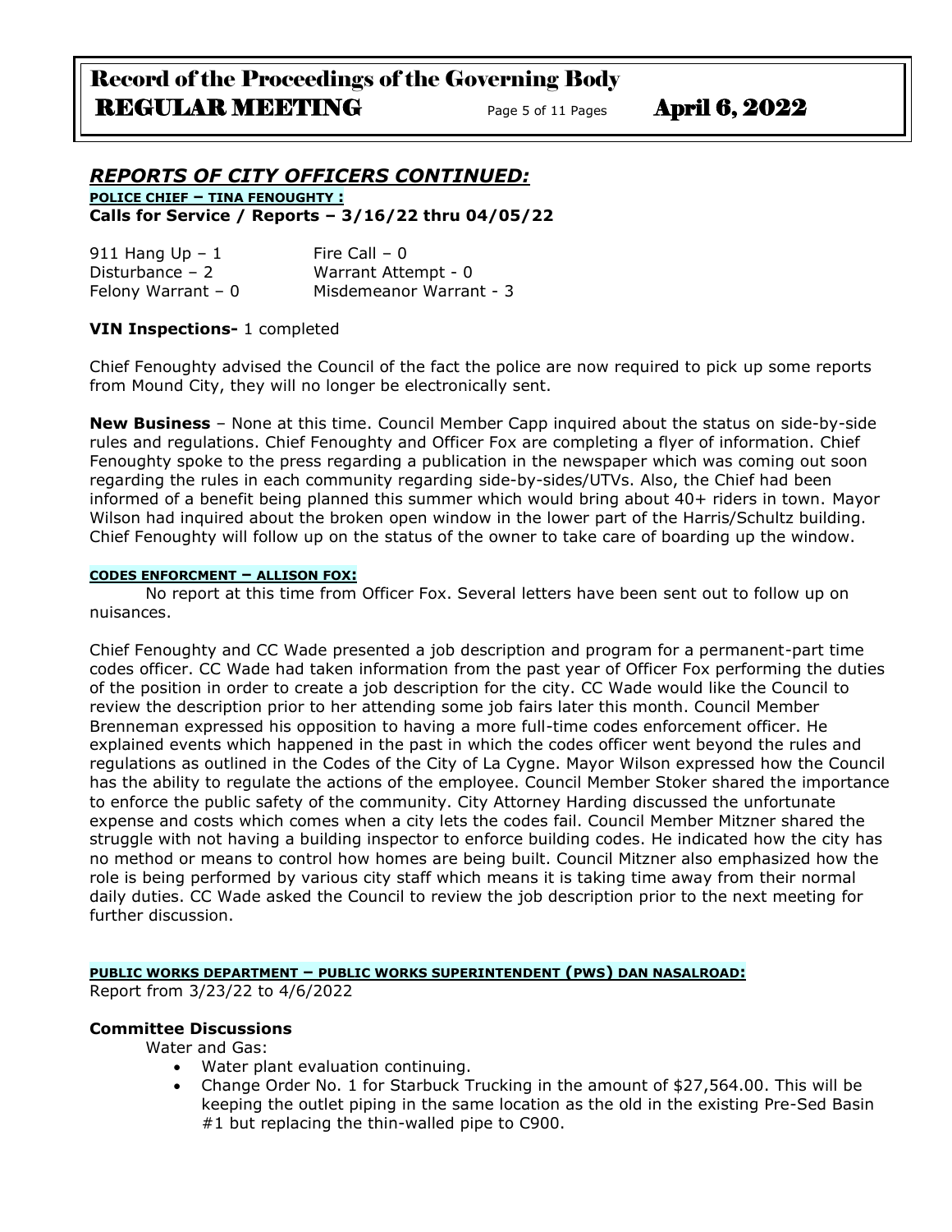## *REPORTS OF CITY OFFICERS CONTINUED:*

**POLICE CHIEF – TINA FENOUGHTY :**

**Calls for Service / Reports – 3/16/22 thru 04/05/22**

| | |
|---|---|
| 911 Hang Up – 1 | Fire Call – 0 |
| Disturbance – 2 | Warrant Attempt - 0 |
| Felony Warrant – 0 | Misdemeanor Warrant - 3 |

**VIN Inspections-** 1 completed

Chief Fenoughty advised the Council of the fact the police are now required to pick up some reports from Mound City, they will no longer be electronically sent.

**New Business** – None at this time. Council Member Capp inquired about the status on side-by-side rules and regulations. Chief Fenoughty and Officer Fox are completing a flyer of information. Chief Fenoughty spoke to the press regarding a publication in the newspaper which was coming out soon regarding the rules in each community regarding side-by-sides/UTVs. Also, the Chief had been informed of a benefit being planned this summer which would bring about 40+ riders in town. Mayor Wilson had inquired about the broken open window in the lower part of the Harris/Schultz building. Chief Fenoughty will follow up on the status of the owner to take care of boarding up the window.

**CODES ENFORCMENT – ALLISON FOX:**

No report at this time from Officer Fox. Several letters have been sent out to follow up on nuisances.

Chief Fenoughty and CC Wade presented a job description and program for a permanent-part time codes officer. CC Wade had taken information from the past year of Officer Fox performing the duties of the position in order to create a job description for the city. CC Wade would like the Council to review the description prior to her attending some job fairs later this month. Council Member Brenneman expressed his opposition to having a more full-time codes enforcement officer. He explained events which happened in the past in which the codes officer went beyond the rules and regulations as outlined in the Codes of the City of La Cygne. Mayor Wilson expressed how the Council has the ability to regulate the actions of the employee. Council Member Stoker shared the importance to enforce the public safety of the community. City Attorney Harding discussed the unfortunate expense and costs which comes when a city lets the codes fail. Council Member Mitzner shared the struggle with not having a building inspector to enforce building codes. He indicated how the city has no method or means to control how homes are being built. Council Mitzner also emphasized how the role is being performed by various city staff which means it is taking time away from their normal daily duties. CC Wade asked the Council to review the job description prior to the next meeting for further discussion.

**PUBLIC WORKS DEPARTMENT – PUBLIC WORKS SUPERINTENDENT (PWS) DAN NASALROAD:**

Report from 3/23/22 to 4/6/2022

**Committee Discussions**

Water and Gas:

- Water plant evaluation continuing.
- Change Order No. 1 for Starbuck Trucking in the amount of $27,564.00. This will be keeping the outlet piping in the same location as the old in the existing Pre-Sed Basin #1 but replacing the thin-walled pipe to C900.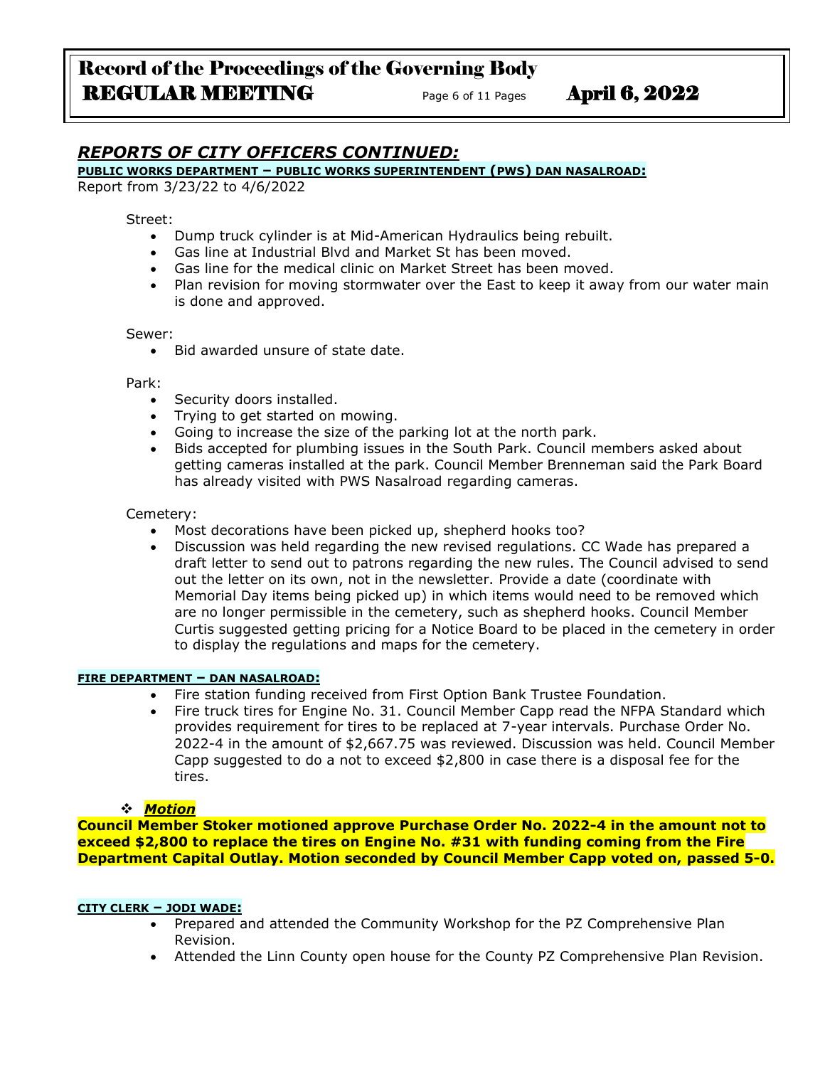## *REPORTS OF CITY OFFICERS CONTINUED:*

**PUBLIC WORKS DEPARTMENT – PUBLIC WORKS SUPERINTENDENT (PWS) DAN NASALROAD:**

Report from 3/23/22 to 4/6/2022

Street:

- Dump truck cylinder is at Mid-American Hydraulics being rebuilt.
- Gas line at Industrial Blvd and Market St has been moved.
- Gas line for the medical clinic on Market Street has been moved.
- Plan revision for moving stormwater over the East to keep it away from our water main is done and approved.

Sewer:

- Bid awarded unsure of state date.

Park:

- Security doors installed.
- Trying to get started on mowing.
- Going to increase the size of the parking lot at the north park.
- Bids accepted for plumbing issues in the South Park. Council members asked about getting cameras installed at the park. Council Member Brenneman said the Park Board has already visited with PWS Nasalroad regarding cameras.

Cemetery:

- Most decorations have been picked up, shepherd hooks too?
- Discussion was held regarding the new revised regulations. CC Wade has prepared a draft letter to send out to patrons regarding the new rules. The Council advised to send out the letter on its own, not in the newsletter. Provide a date (coordinate with Memorial Day items being picked up) in which items would need to be removed which are no longer permissible in the cemetery, such as shepherd hooks. Council Member Curtis suggested getting pricing for a Notice Board to be placed in the cemetery in order to display the regulations and maps for the cemetery.

**FIRE DEPARTMENT – DAN NASALROAD:**

- Fire station funding received from First Option Bank Trustee Foundation.
- Fire truck tires for Engine No. 31. Council Member Capp read the NFPA Standard which provides requirement for tires to be replaced at 7-year intervals. Purchase Order No. 2022-4 in the amount of $2,667.75 was reviewed. Discussion was held. Council Member Capp suggested to do a not to exceed $2,800 in case there is a disposal fee for the tires.

❖ ***Motion***

**Council Member Stoker motioned approve Purchase Order No. 2022-4 in the amount not to exceed $2,800 to replace the tires on Engine No. #31 with funding coming from the Fire Department Capital Outlay. Motion seconded by Council Member Capp voted on, passed 5-0.**

**CITY CLERK – JODI WADE:**

- Prepared and attended the Community Workshop for the PZ Comprehensive Plan Revision.
- Attended the Linn County open house for the County PZ Comprehensive Plan Revision.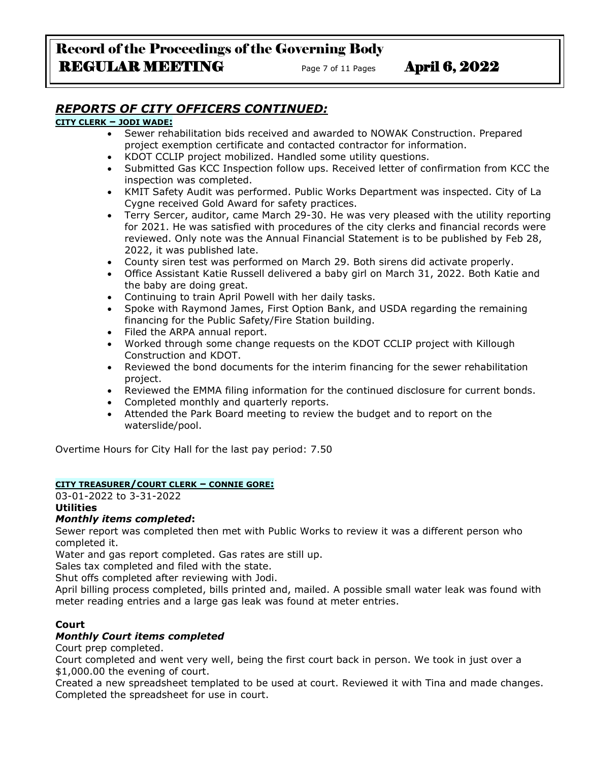## *REPORTS OF CITY OFFICERS CONTINUED:*

**CITY CLERK – JODI WADE:**

- Sewer rehabilitation bids received and awarded to NOWAK Construction. Prepared project exemption certificate and contacted contractor for information.
- KDOT CCLIP project mobilized. Handled some utility questions.
- Submitted Gas KCC Inspection follow ups. Received letter of confirmation from KCC the inspection was completed.
- KMIT Safety Audit was performed. Public Works Department was inspected. City of La Cygne received Gold Award for safety practices.
- Terry Sercer, auditor, came March 29-30. He was very pleased with the utility reporting for 2021. He was satisfied with procedures of the city clerks and financial records were reviewed. Only note was the Annual Financial Statement is to be published by Feb 28, 2022, it was published late.
- County siren test was performed on March 29. Both sirens did activate properly.
- Office Assistant Katie Russell delivered a baby girl on March 31, 2022. Both Katie and the baby are doing great.
- Continuing to train April Powell with her daily tasks.
- Spoke with Raymond James, First Option Bank, and USDA regarding the remaining financing for the Public Safety/Fire Station building.
- Filed the ARPA annual report.
- Worked through some change requests on the KDOT CCLIP project with Killough Construction and KDOT.
- Reviewed the bond documents for the interim financing for the sewer rehabilitation project.
- Reviewed the EMMA filing information for the continued disclosure for current bonds.
- Completed monthly and quarterly reports.
- Attended the Park Board meeting to review the budget and to report on the waterslide/pool.

Overtime Hours for City Hall for the last pay period: 7.50

**CITY TREASURER/COURT CLERK – CONNIE GORE:**

03-01-2022 to 3-31-2022

**Utilities**

***Monthly items completed*:**

Sewer report was completed then met with Public Works to review it was a different person who completed it.

Water and gas report completed. Gas rates are still up.

Sales tax completed and filed with the state.

Shut offs completed after reviewing with Jodi.

April billing process completed, bills printed and, mailed. A possible small water leak was found with meter reading entries and a large gas leak was found at meter entries.

**Court**

***Monthly Court items completed***

Court prep completed.

Court completed and went very well, being the first court back in person. We took in just over a $1,000.00 the evening of court.

Created a new spreadsheet templated to be used at court. Reviewed it with Tina and made changes. Completed the spreadsheet for use in court.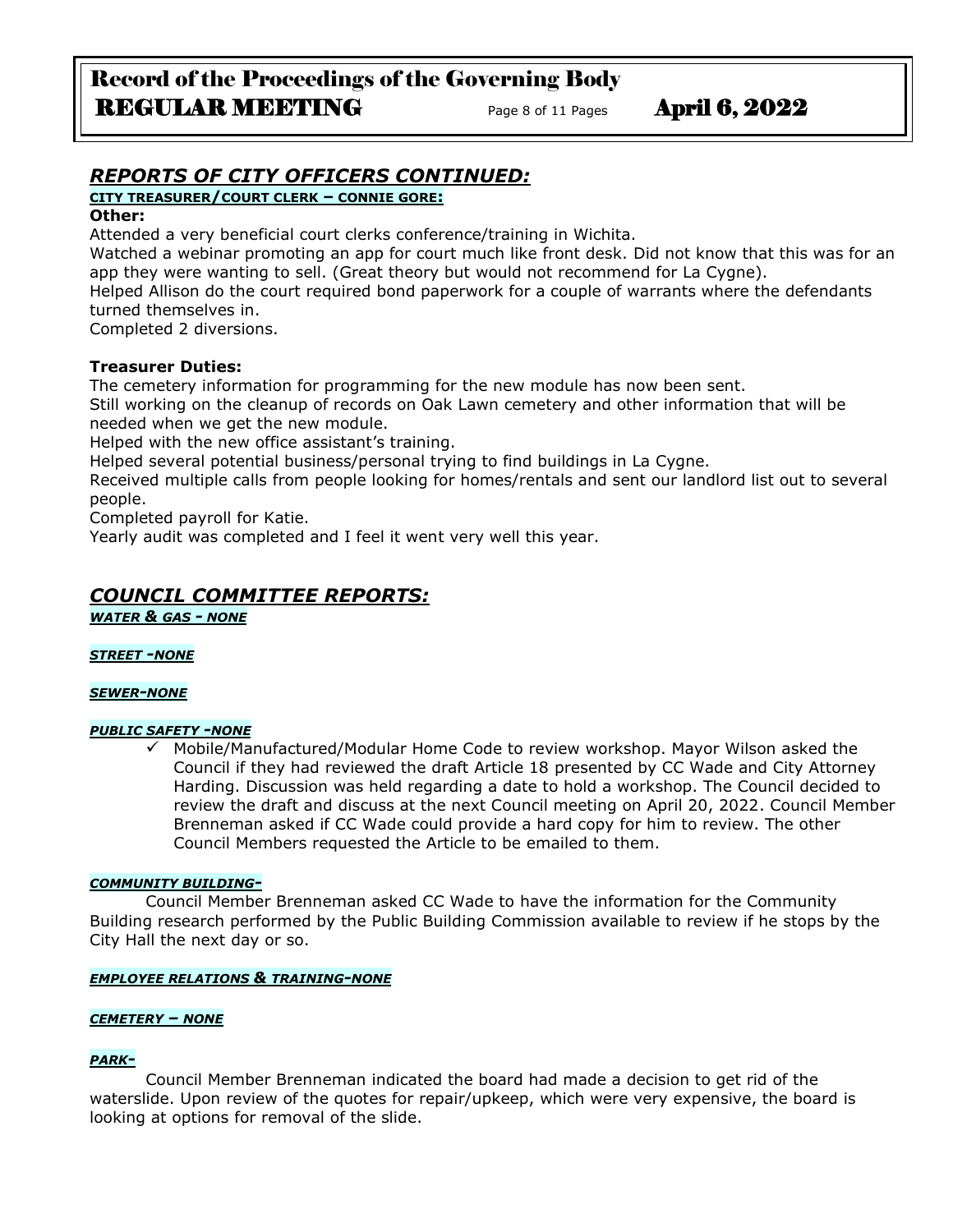## *REPORTS OF CITY OFFICERS CONTINUED:*

**CITY TREASURER/COURT CLERK – CONNIE GORE:**

**Other:**

Attended a very beneficial court clerks conference/training in Wichita.
Watched a webinar promoting an app for court much like front desk. Did not know that this was for an app they were wanting to sell. (Great theory but would not recommend for La Cygne).
Helped Allison do the court required bond paperwork for a couple of warrants where the defendants turned themselves in.
Completed 2 diversions.

**Treasurer Duties:**

The cemetery information for programming for the new module has now been sent.
Still working on the cleanup of records on Oak Lawn cemetery and other information that will be needed when we get the new module.
Helped with the new office assistant's training.
Helped several potential business/personal trying to find buildings in La Cygne.
Received multiple calls from people looking for homes/rentals and sent our landlord list out to several people.
Completed payroll for Katie.
Yearly audit was completed and I feel it went very well this year.

## *COUNCIL COMMITTEE REPORTS:*

***WATER & GAS - NONE***

***STREET -NONE***

***SEWER-NONE***

***PUBLIC SAFETY -NONE***

- ✓ Mobile/Manufactured/Modular Home Code to review workshop. Mayor Wilson asked the Council if they had reviewed the draft Article 18 presented by CC Wade and City Attorney Harding. Discussion was held regarding a date to hold a workshop. The Council decided to review the draft and discuss at the next Council meeting on April 20, 2022. Council Member Brenneman asked if CC Wade could provide a hard copy for him to review. The other Council Members requested the Article to be emailed to them.

***COMMUNITY BUILDING-***

Council Member Brenneman asked CC Wade to have the information for the Community Building research performed by the Public Building Commission available to review if he stops by the City Hall the next day or so.

***EMPLOYEE RELATIONS & TRAINING-NONE***

***CEMETERY – NONE***

***PARK-***

Council Member Brenneman indicated the board had made a decision to get rid of the waterslide. Upon review of the quotes for repair/upkeep, which were very expensive, the board is looking at options for removal of the slide.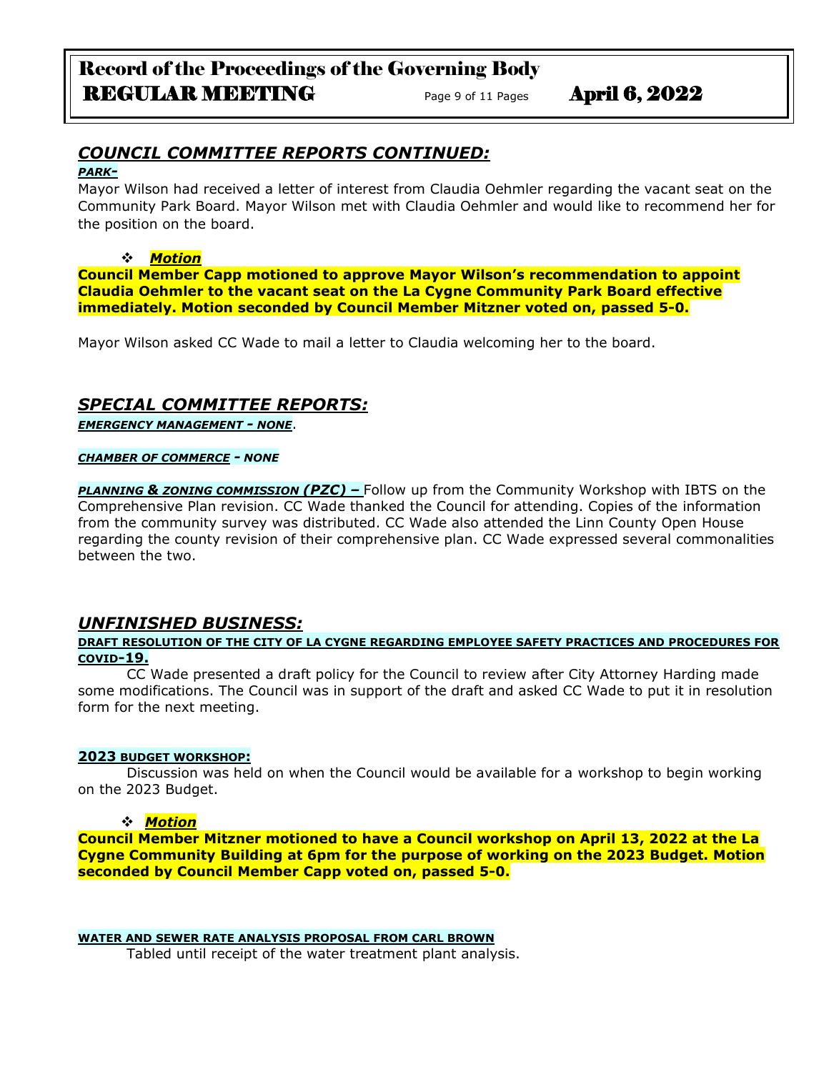## *COUNCIL COMMITTEE REPORTS CONTINUED:*

***PARK-***

Mayor Wilson had received a letter of interest from Claudia Oehmler regarding the vacant seat on the Community Park Board. Mayor Wilson met with Claudia Oehmler and would like to recommend her for the position on the board.

- ***Motion***

**Council Member Capp motioned to approve Mayor Wilson's recommendation to appoint Claudia Oehmler to the vacant seat on the La Cygne Community Park Board effective immediately. Motion seconded by Council Member Mitzner voted on, passed 5-0.**

Mayor Wilson asked CC Wade to mail a letter to Claudia welcoming her to the board.

## *SPECIAL COMMITTEE REPORTS:*

***EMERGENCY MANAGEMENT - NONE***.

***CHAMBER OF COMMERCE - NONE***

***PLANNING & ZONING COMMISSION (PZC) –*** Follow up from the Community Workshop with IBTS on the Comprehensive Plan revision. CC Wade thanked the Council for attending. Copies of the information from the community survey was distributed. CC Wade also attended the Linn County Open House regarding the county revision of their comprehensive plan. CC Wade expressed several commonalities between the two.

## *UNFINISHED BUSINESS:*

**DRAFT RESOLUTION OF THE CITY OF LA CYGNE REGARDING EMPLOYEE SAFETY PRACTICES AND PROCEDURES FOR COVID-19.**

CC Wade presented a draft policy for the Council to review after City Attorney Harding made some modifications. The Council was in support of the draft and asked CC Wade to put it in resolution form for the next meeting.

**2023 BUDGET WORKSHOP:**

Discussion was held on when the Council would be available for a workshop to begin working on the 2023 Budget.

- ***Motion***

**Council Member Mitzner motioned to have a Council workshop on April 13, 2022 at the La Cygne Community Building at 6pm for the purpose of working on the 2023 Budget. Motion seconded by Council Member Capp voted on, passed 5-0.**

**WATER AND SEWER RATE ANALYSIS PROPOSAL FROM CARL BROWN**

Tabled until receipt of the water treatment plant analysis.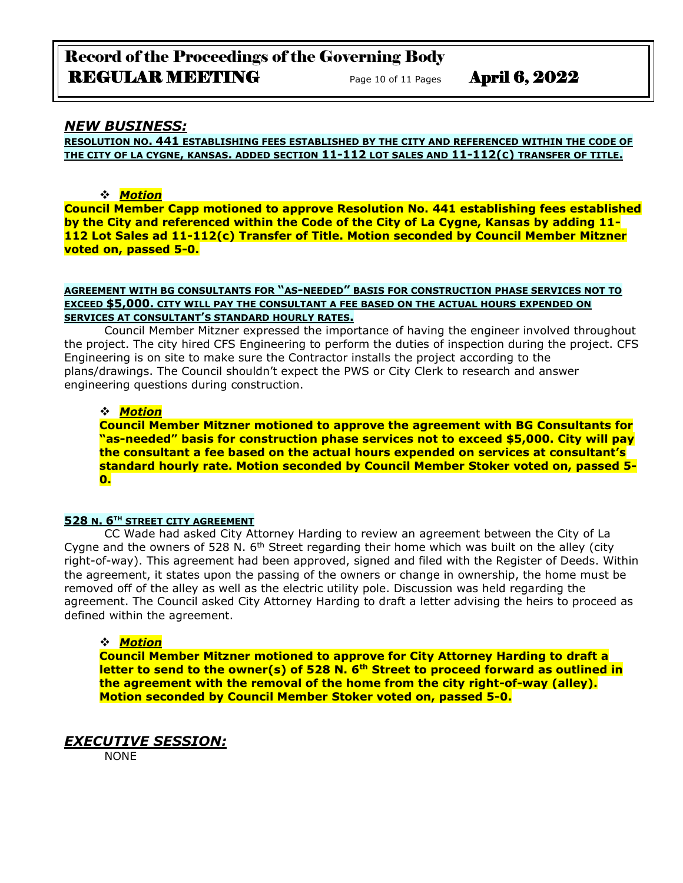## *NEW BUSINESS:*

**RESOLUTION NO. 441 ESTABLISHING FEES ESTABLISHED BY THE CITY AND REFERENCED WITHIN THE CODE OF THE CITY OF LA CYGNE, KANSAS. ADDED SECTION 11-112 LOT SALES AND 11-112(C) TRANSFER OF TITLE.**

- ***Motion***

**Council Member Capp motioned to approve Resolution No. 441 establishing fees established by the City and referenced within the Code of the City of La Cygne, Kansas by adding 11-112 Lot Sales ad 11-112(c) Transfer of Title. Motion seconded by Council Member Mitzner voted on, passed 5-0.**

**AGREEMENT WITH BG CONSULTANTS FOR "AS-NEEDED" BASIS FOR CONSTRUCTION PHASE SERVICES NOT TO EXCEED $5,000. CITY WILL PAY THE CONSULTANT A FEE BASED ON THE ACTUAL HOURS EXPENDED ON SERVICES AT CONSULTANT'S STANDARD HOURLY RATES.**

Council Member Mitzner expressed the importance of having the engineer involved throughout the project. The city hired CFS Engineering to perform the duties of inspection during the project. CFS Engineering is on site to make sure the Contractor installs the project according to the plans/drawings. The Council shouldn't expect the PWS or City Clerk to research and answer engineering questions during construction.

- ***Motion***

**Council Member Mitzner motioned to approve the agreement with BG Consultants for "as-needed" basis for construction phase services not to exceed $5,000. City will pay the consultant a fee based on the actual hours expended on services at consultant's standard hourly rate. Motion seconded by Council Member Stoker voted on, passed 5-0.**

**528 N. 6TH STREET CITY AGREEMENT**

CC Wade had asked City Attorney Harding to review an agreement between the City of La Cygne and the owners of 528 N. 6th Street regarding their home which was built on the alley (city right-of-way). This agreement had been approved, signed and filed with the Register of Deeds. Within the agreement, it states upon the passing of the owners or change in ownership, the home must be removed off of the alley as well as the electric utility pole. Discussion was held regarding the agreement. The Council asked City Attorney Harding to draft a letter advising the heirs to proceed as defined within the agreement.

- ***Motion***

**Council Member Mitzner motioned to approve for City Attorney Harding to draft a letter to send to the owner(s) of 528 N. 6th Street to proceed forward as outlined in the agreement with the removal of the home from the city right-of-way (alley). Motion seconded by Council Member Stoker voted on, passed 5-0.**

## *EXECUTIVE SESSION:*

NONE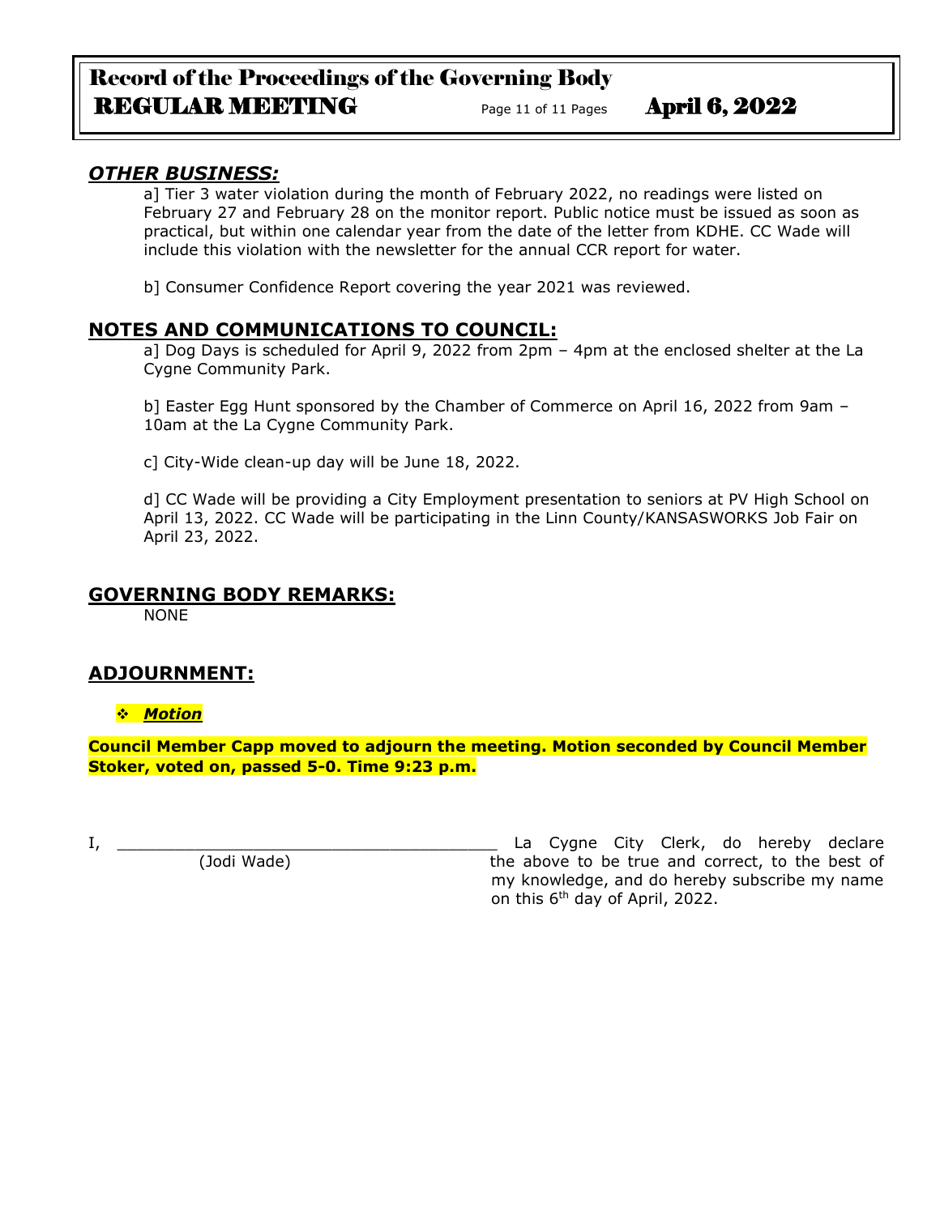## *OTHER BUSINESS:*

a] Tier 3 water violation during the month of February 2022, no readings were listed on February 27 and February 28 on the monitor report. Public notice must be issued as soon as practical, but within one calendar year from the date of the letter from KDHE. CC Wade will include this violation with the newsletter for the annual CCR report for water.

b] Consumer Confidence Report covering the year 2021 was reviewed.

## NOTES AND COMMUNICATIONS TO COUNCIL:

a] Dog Days is scheduled for April 9, 2022 from 2pm – 4pm at the enclosed shelter at the La Cygne Community Park.

b] Easter Egg Hunt sponsored by the Chamber of Commerce on April 16, 2022 from 9am – 10am at the La Cygne Community Park.

c] City-Wide clean-up day will be June 18, 2022.

d] CC Wade will be providing a City Employment presentation to seniors at PV High School on April 13, 2022. CC Wade will be participating in the Linn County/KANSASWORKS Job Fair on April 23, 2022.

## GOVERNING BODY REMARKS:

NONE

## ADJOURNMENT:

- ***Motion***

**Council Member Capp moved to adjourn the meeting. Motion seconded by Council Member Stoker, voted on, passed 5-0. Time 9:23 p.m.**

I, _______________________________________ La Cygne City Clerk, do hereby declare the above to be true and correct, to the best of my knowledge, and do hereby subscribe my name on this 6th day of April, 2022.

(Jodi Wade)